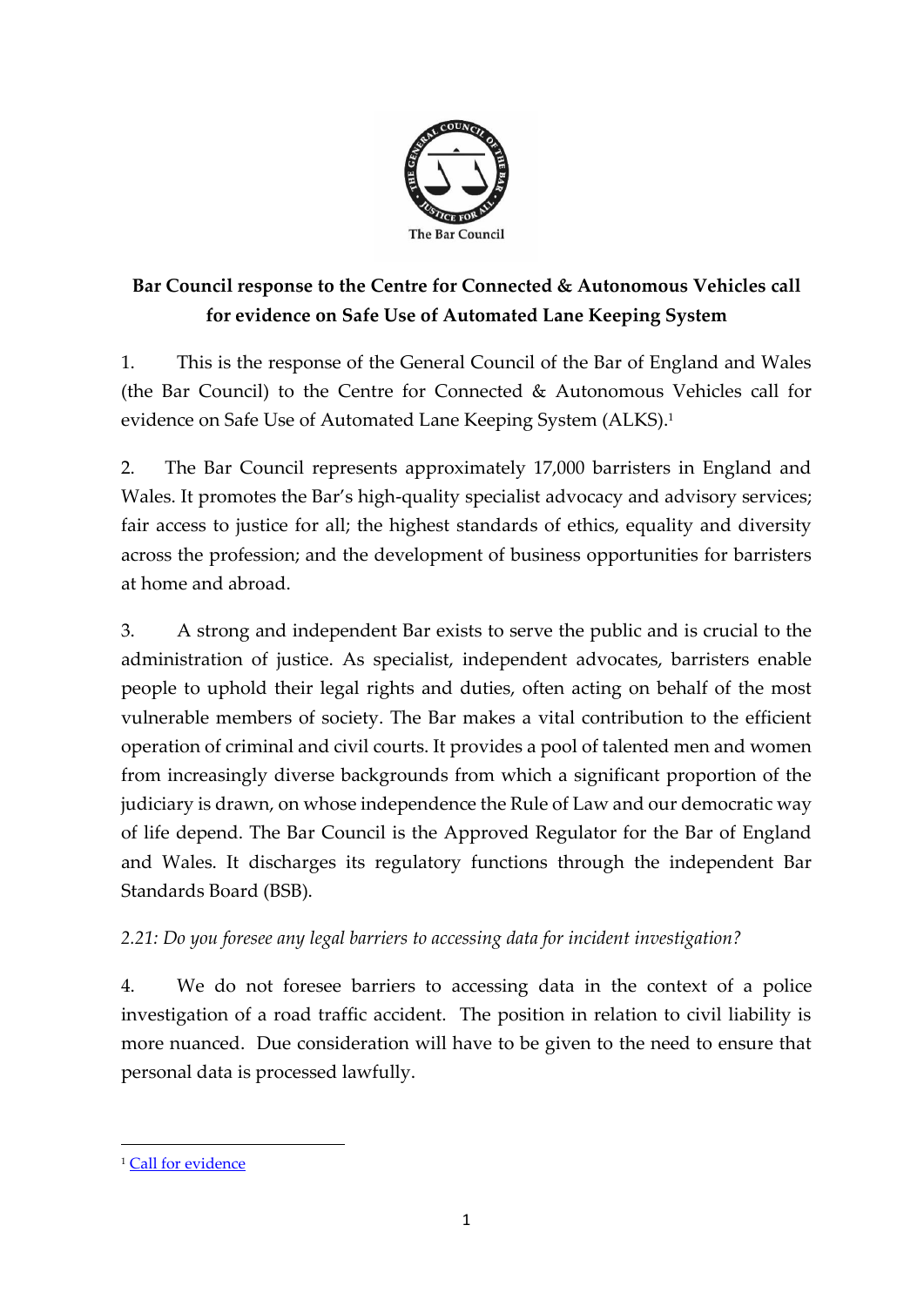**Bar Council response to the Centre for Connected & Autonomous Vehicles call for evidence on Safe Use of Automated Lane Keeping System**

1. This is the response of the General Council of the Bar of England and Wales (the Bar Council) to the Centre for Connected & Autonomous Vehicles call for evidence on Safe Use of Automated Lane Keeping System (ALKS).[1]

2. The Bar Council represents approximately 17,000 barristers in England and Wales. It promotes the Bar's high-quality specialist advocacy and advisory services; fair access to justice for all; the highest standards of ethics, equality and diversity across the profession; and the development of business opportunities for barristers at home and abroad.

3. A strong and independent Bar exists to serve the public and is crucial to the administration of justice. As specialist, independent advocates, barristers enable people to uphold their legal rights and duties, often acting on behalf of the most vulnerable members of society. The Bar makes a vital contribution to the efficient operation of criminal and civil courts. It provides a pool of talented men and women from increasingly diverse backgrounds from which a significant proportion of the judiciary is drawn, on whose independence the Rule of Law and our democratic way of life depend. The Bar Council is the Approved Regulator for the Bar of England and Wales. It discharges its regulatory functions through the independent Bar Standards Board (BSB).

*2.21: Do you foresee any legal barriers to accessing data for incident investigation?*

4. We do not foresee barriers to accessing data in the context of a police investigation of a road traffic accident. The position in relation to civil liability is more nuanced. Due consideration will have to be given to the need to ensure that personal data is processed lawfully.

---

[1] Call for evidence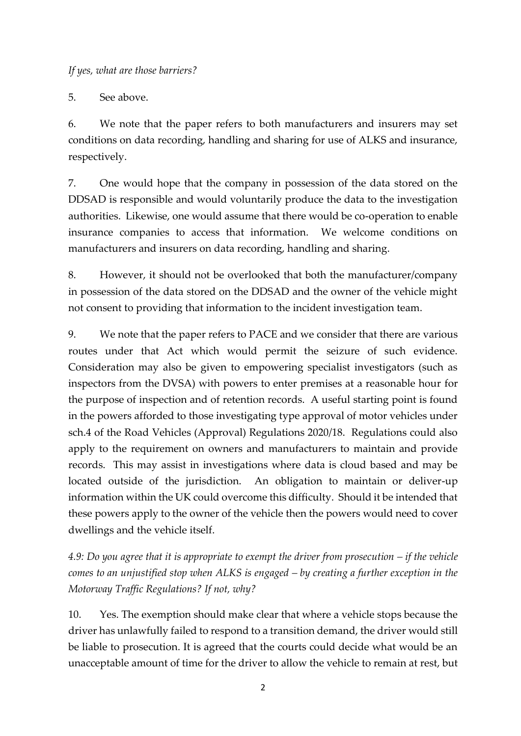*If yes, what are those barriers?*

5. See above.

6. We note that the paper refers to both manufacturers and insurers may set conditions on data recording, handling and sharing for use of ALKS and insurance, respectively.

7. One would hope that the company in possession of the data stored on the DDSAD is responsible and would voluntarily produce the data to the investigation authorities. Likewise, one would assume that there would be co-operation to enable insurance companies to access that information. We welcome conditions on manufacturers and insurers on data recording, handling and sharing.

8. However, it should not be overlooked that both the manufacturer/company in possession of the data stored on the DDSAD and the owner of the vehicle might not consent to providing that information to the incident investigation team.

9. We note that the paper refers to PACE and we consider that there are various routes under that Act which would permit the seizure of such evidence. Consideration may also be given to empowering specialist investigators (such as inspectors from the DVSA) with powers to enter premises at a reasonable hour for the purpose of inspection and of retention records. A useful starting point is found in the powers afforded to those investigating type approval of motor vehicles under sch.4 of the Road Vehicles (Approval) Regulations 2020/18. Regulations could also apply to the requirement on owners and manufacturers to maintain and provide records. This may assist in investigations where data is cloud based and may be located outside of the jurisdiction. An obligation to maintain or deliver-up information within the UK could overcome this difficulty. Should it be intended that these powers apply to the owner of the vehicle then the powers would need to cover dwellings and the vehicle itself.

*4.9: Do you agree that it is appropriate to exempt the driver from prosecution – if the vehicle comes to an unjustified stop when ALKS is engaged – by creating a further exception in the Motorway Traffic Regulations? If not, why?*

10. Yes. The exemption should make clear that where a vehicle stops because the driver has unlawfully failed to respond to a transition demand, the driver would still be liable to prosecution. It is agreed that the courts could decide what would be an unacceptable amount of time for the driver to allow the vehicle to remain at rest, but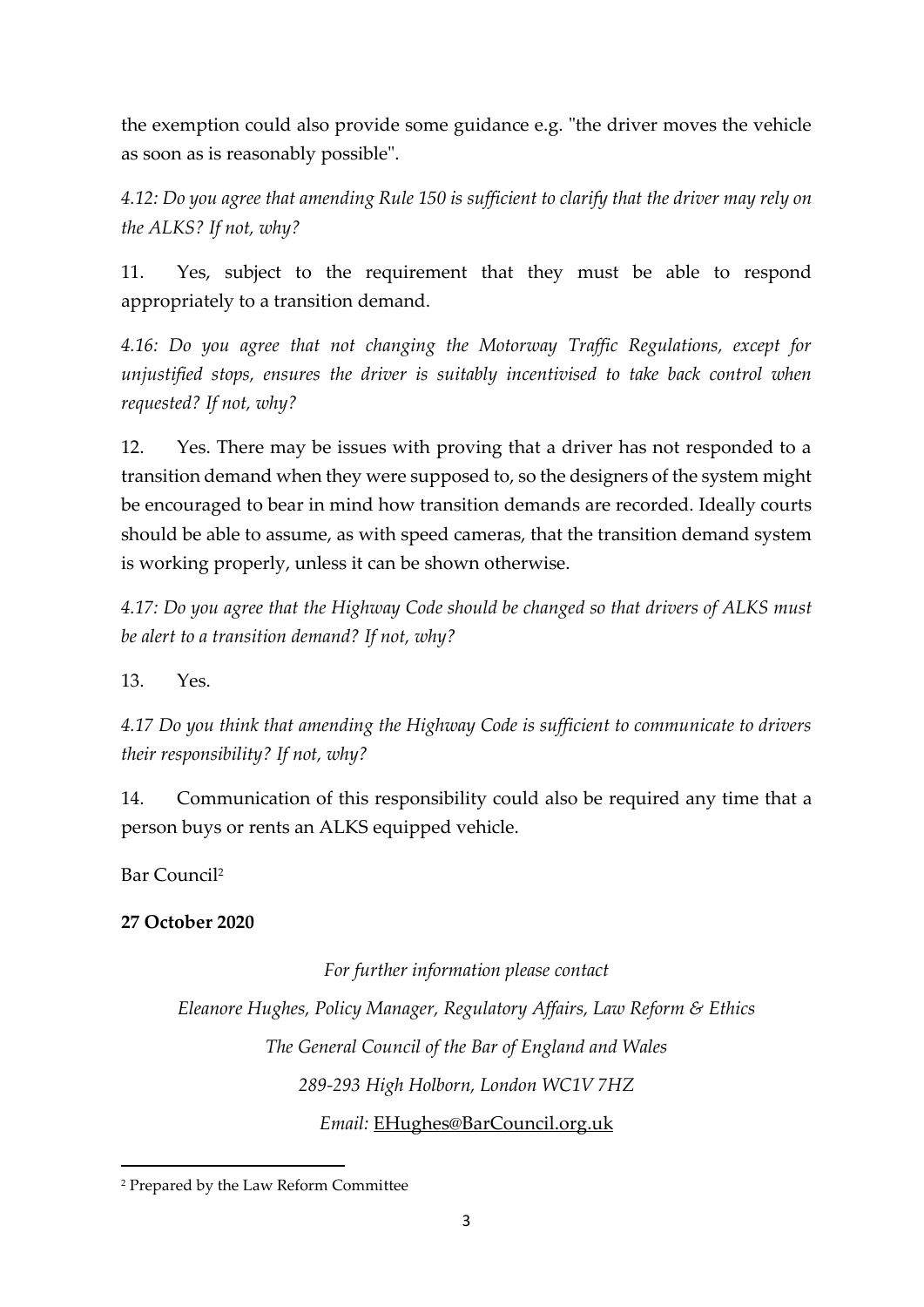the exemption could also provide some guidance e.g. "the driver moves the vehicle as soon as is reasonably possible".

*4.12: Do you agree that amending Rule 150 is sufficient to clarify that the driver may rely on the ALKS? If not, why?*

11. Yes, subject to the requirement that they must be able to respond appropriately to a transition demand.

*4.16: Do you agree that not changing the Motorway Traffic Regulations, except for unjustified stops, ensures the driver is suitably incentivised to take back control when requested? If not, why?*

12. Yes. There may be issues with proving that a driver has not responded to a transition demand when they were supposed to, so the designers of the system might be encouraged to bear in mind how transition demands are recorded. Ideally courts should be able to assume, as with speed cameras, that the transition demand system is working properly, unless it can be shown otherwise.

*4.17: Do you agree that the Highway Code should be changed so that drivers of ALKS must be alert to a transition demand? If not, why?*

13. Yes.

*4.17 Do you think that amending the Highway Code is sufficient to communicate to drivers their responsibility? If not, why?*

14. Communication of this responsibility could also be required any time that a person buys or rents an ALKS equipped vehicle.

Bar Council[2]

**27 October 2020**

*For further information please contact*

*Eleanore Hughes, Policy Manager, Regulatory Affairs, Law Reform & Ethics*

*The General Council of the Bar of England and Wales*

*289-293 High Holborn, London WC1V 7HZ*

*Email:* EHughes@BarCouncil.org.uk

[2] Prepared by the Law Reform Committee